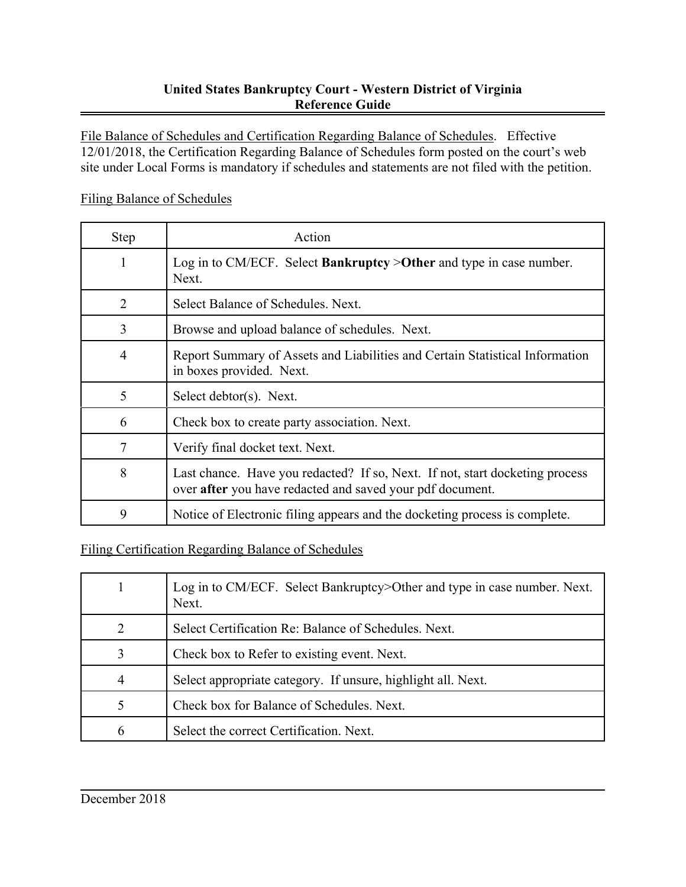**United States Bankruptcy Court - Western District of Virginia**
**Reference Guide**

File Balance of Schedules and Certification Regarding Balance of Schedules. Effective 12/01/2018, the Certification Regarding Balance of Schedules form posted on the court's web site under Local Forms is mandatory if schedules and statements are not filed with the petition.

Filing Balance of Schedules

| Step | Action |
|---|---|
| 1 | Log in to CM/ECF. Select **Bankruptcy** >**Other** and type in case number. Next. |
| 2 | Select Balance of Schedules. Next. |
| 3 | Browse and upload balance of schedules. Next. |
| 4 | Report Summary of Assets and Liabilities and Certain Statistical Information in boxes provided. Next. |
| 5 | Select debtor(s). Next. |
| 6 | Check box to create party association. Next. |
| 7 | Verify final docket text. Next. |
| 8 | Last chance. Have you redacted? If so, Next. If not, start docketing process over **after** you have redacted and saved your pdf document. |
| 9 | Notice of Electronic filing appears and the docketing process is complete. |

Filing Certification Regarding Balance of Schedules

| | |
|---|---|
| 1 | Log in to CM/ECF. Select Bankruptcy>Other and type in case number. Next. Next. |
| 2 | Select Certification Re: Balance of Schedules. Next. |
| 3 | Check box to Refer to existing event. Next. |
| 4 | Select appropriate category. If unsure, highlight all. Next. |
| 5 | Check box for Balance of Schedules. Next. |
| 6 | Select the correct Certification. Next. |

December 2018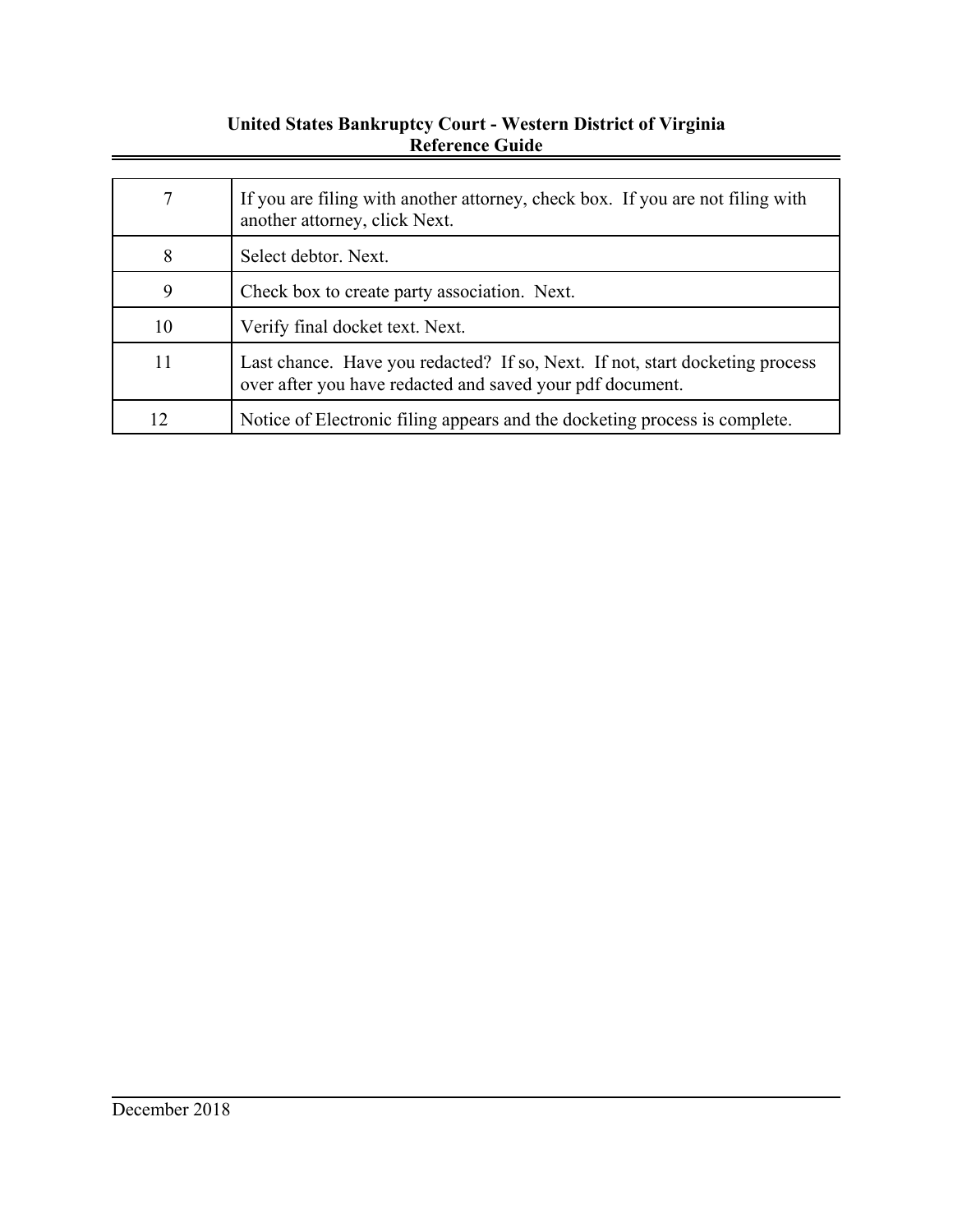| | |
|---|---|
| 7 | If you are filing with another attorney, check box. If you are not filing with another attorney, click Next. |
| 8 | Select debtor. Next. |
| 9 | Check box to create party association. Next. |
| 10 | Verify final docket text. Next. |
| 11 | Last chance. Have you redacted? If so, Next. If not, start docketing process over after you have redacted and saved your pdf document. |
| 12 | Notice of Electronic filing appears and the docketing process is complete. |